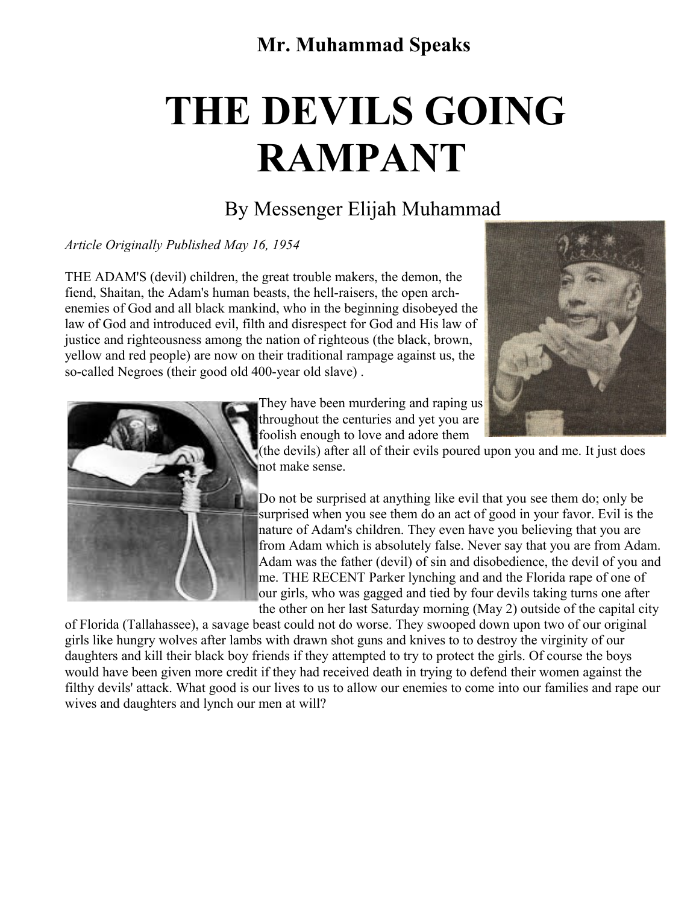**Mr. Muhammad Speaks**

# THE DEVILS GOING RAMPANT

## By Messenger Elijah Muhammad

*Article Originally Published May 16, 1954*

THE ADAM'S (devil) children, the great trouble makers, the demon, the fiend, Shaitan, the Adam's human beasts, the hell-raisers, the open arch-enemies of God and all black mankind, who in the beginning disobeyed the law of God and introduced evil, filth and disrespect for God and His law of justice and righteousness among the nation of righteous (the black, brown, yellow and red people) are now on their traditional rampage against us, the so-called Negroes (their good old 400-year old slave) .

They have been murdering and raping us throughout the centuries and yet you are foolish enough to love and adore them (the devils) after all of their evils poured upon you and me. It just does not make sense.

Do not be surprised at anything like evil that you see them do; only be surprised when you see them do an act of good in your favor. Evil is the nature of Adam's children. They even have you believing that you are from Adam which is absolutely false. Never say that you are from Adam. Adam was the father (devil) of sin and disobedience, the devil of you and me. THE RECENT Parker lynching and and the Florida rape of one of our girls, who was gagged and tied by four devils taking turns one after the other on her last Saturday morning (May 2) outside of the capital city of Florida (Tallahassee), a savage beast could not do worse. They swooped down upon two of our original girls like hungry wolves after lambs with drawn shot guns and knives to to destroy the virginity of our daughters and kill their black boy friends if they attempted to try to protect the girls. Of course the boys would have been given more credit if they had received death in trying to defend their women against the filthy devils' attack. What good is our lives to us to allow our enemies to come into our families and rape our wives and daughters and lynch our men at will?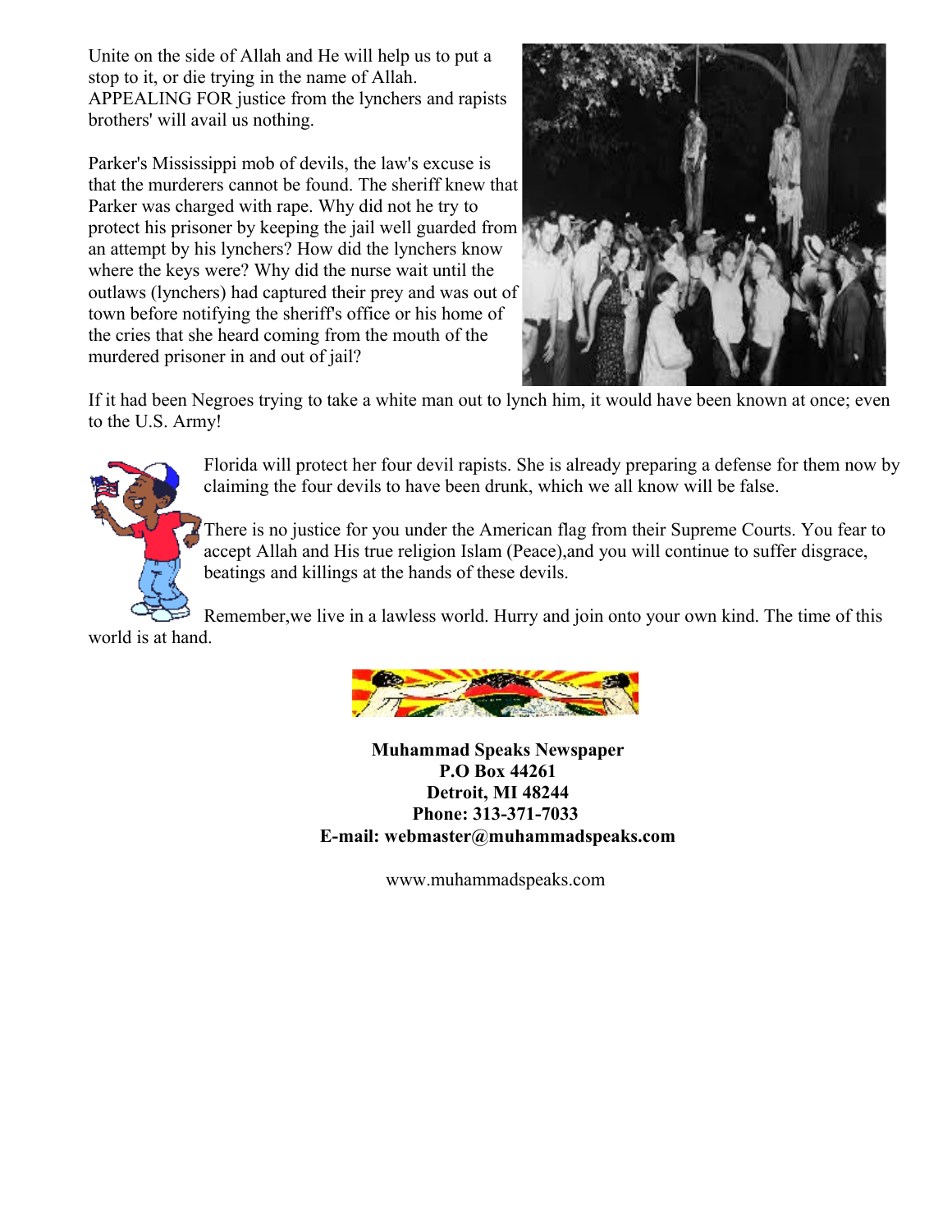Unite on the side of Allah and He will help us to put a stop to it, or die trying in the name of Allah. APPEALING FOR justice from the lynchers and rapists brothers' will avail us nothing.

Parker's Mississippi mob of devils, the law's excuse is that the murderers cannot be found. The sheriff knew that Parker was charged with rape. Why did not he try to protect his prisoner by keeping the jail well guarded from an attempt by his lynchers? How did the lynchers know where the keys were? Why did the nurse wait until the outlaws (lynchers) had captured their prey and was out of town before notifying the sheriff's office or his home of the cries that she heard coming from the mouth of the murdered prisoner in and out of jail?

If it had been Negroes trying to take a white man out to lynch him, it would have been known at once; even to the U.S. Army!

Florida will protect her four devil rapists. She is already preparing a defense for them now by claiming the four devils to have been drunk, which we all know will be false.

There is no justice for you under the American flag from their Supreme Courts. You fear to accept Allah and His true religion Islam (Peace),and you will continue to suffer disgrace, beatings and killings at the hands of these devils.

Remember,we live in a lawless world. Hurry and join onto your own kind. The time of this world is at hand.

**Muhammad Speaks Newspaper**
**P.O Box 44261**
**Detroit, MI 48244**
**Phone: 313-371-7033**
**E-mail: webmaster@muhammadspeaks.com**

www.muhammadspeaks.com